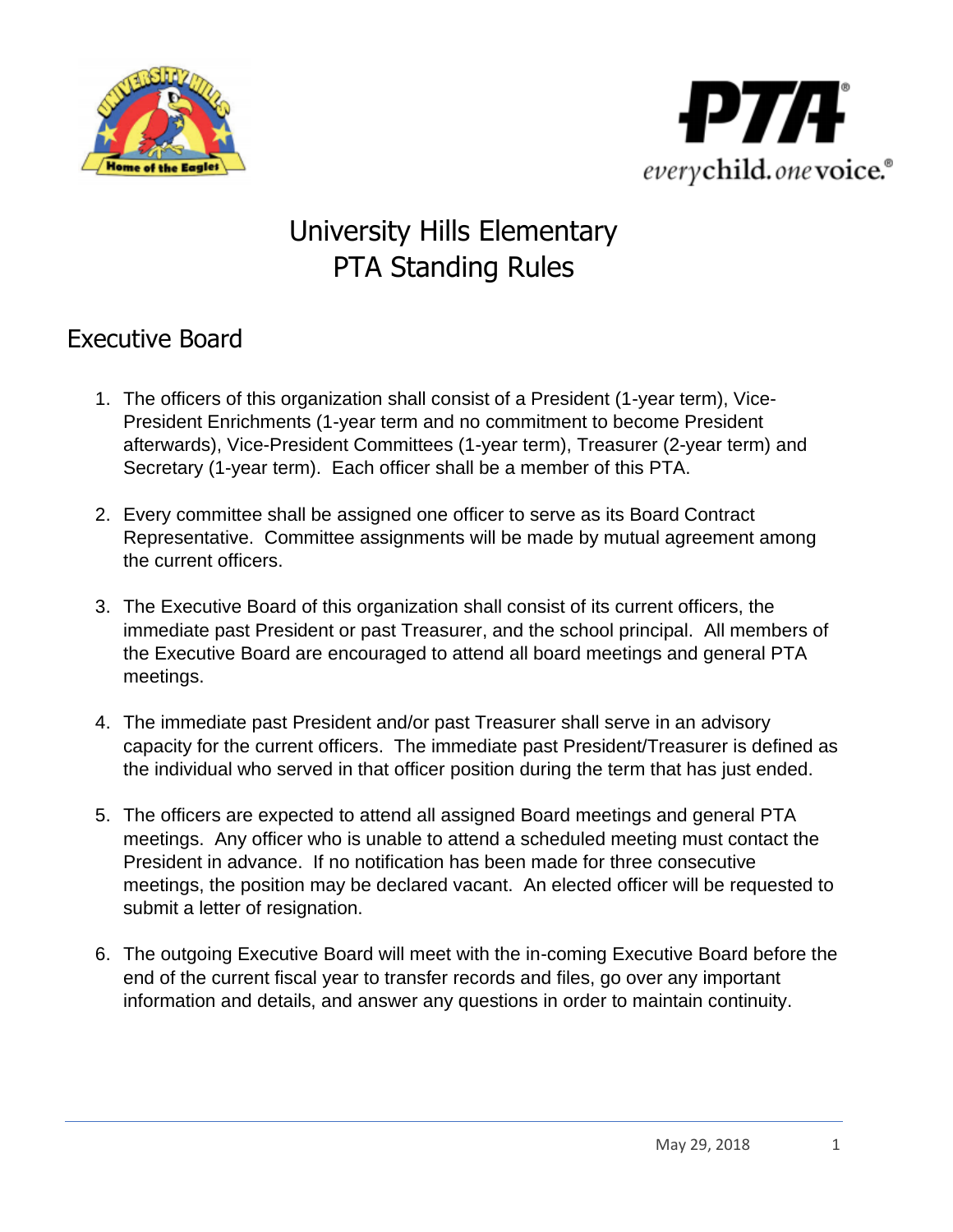# University Hills Elementary
# PTA Standing Rules

## Executive Board

1. The officers of this organization shall consist of a President (1-year term), Vice-President Enrichments (1-year term and no commitment to become President afterwards), Vice-President Committees (1-year term), Treasurer (2-year term) and Secretary (1-year term). Each officer shall be a member of this PTA.

2. Every committee shall be assigned one officer to serve as its Board Contract Representative. Committee assignments will be made by mutual agreement among the current officers.

3. The Executive Board of this organization shall consist of its current officers, the immediate past President or past Treasurer, and the school principal. All members of the Executive Board are encouraged to attend all board meetings and general PTA meetings.

4. The immediate past President and/or past Treasurer shall serve in an advisory capacity for the current officers. The immediate past President/Treasurer is defined as the individual who served in that officer position during the term that has just ended.

5. The officers are expected to attend all assigned Board meetings and general PTA meetings. Any officer who is unable to attend a scheduled meeting must contact the President in advance. If no notification has been made for three consecutive meetings, the position may be declared vacant. An elected officer will be requested to submit a letter of resignation.

6. The outgoing Executive Board will meet with the in-coming Executive Board before the end of the current fiscal year to transfer records and files, go over any important information and details, and answer any questions in order to maintain continuity.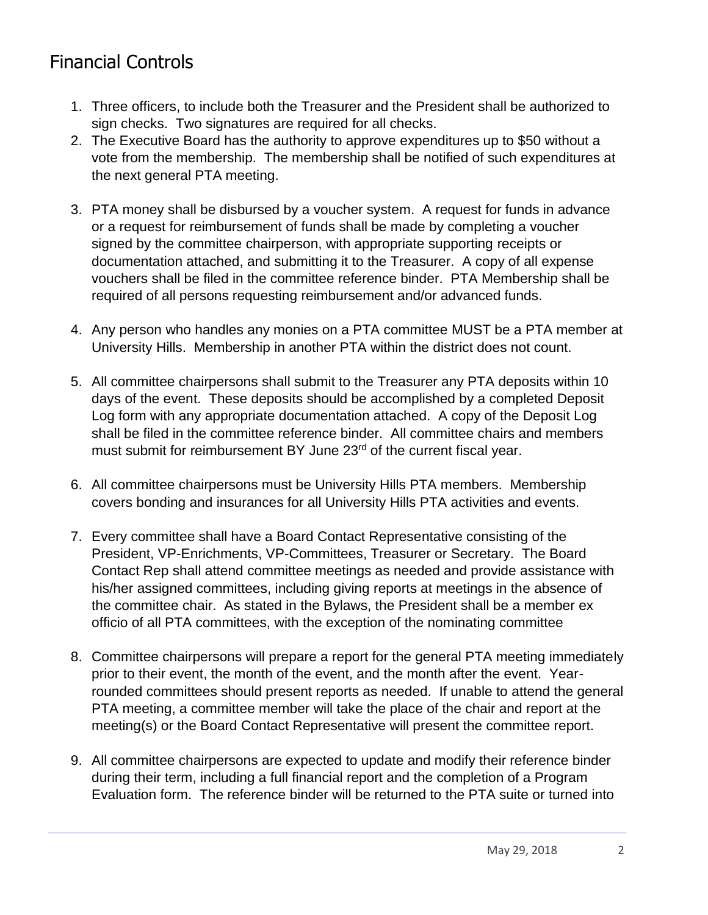# Financial Controls

1. Three officers, to include both the Treasurer and the President shall be authorized to sign checks. Two signatures are required for all checks.
2. The Executive Board has the authority to approve expenditures up to $50 without a vote from the membership. The membership shall be notified of such expenditures at the next general PTA meeting.
3. PTA money shall be disbursed by a voucher system. A request for funds in advance or a request for reimbursement of funds shall be made by completing a voucher signed by the committee chairperson, with appropriate supporting receipts or documentation attached, and submitting it to the Treasurer. A copy of all expense vouchers shall be filed in the committee reference binder. PTA Membership shall be required of all persons requesting reimbursement and/or advanced funds.
4. Any person who handles any monies on a PTA committee MUST be a PTA member at University Hills. Membership in another PTA within the district does not count.
5. All committee chairpersons shall submit to the Treasurer any PTA deposits within 10 days of the event. These deposits should be accomplished by a completed Deposit Log form with any appropriate documentation attached. A copy of the Deposit Log shall be filed in the committee reference binder. All committee chairs and members must submit for reimbursement BY June 23rd of the current fiscal year.
6. All committee chairpersons must be University Hills PTA members. Membership covers bonding and insurances for all University Hills PTA activities and events.
7. Every committee shall have a Board Contact Representative consisting of the President, VP-Enrichments, VP-Committees, Treasurer or Secretary. The Board Contact Rep shall attend committee meetings as needed and provide assistance with his/her assigned committees, including giving reports at meetings in the absence of the committee chair. As stated in the Bylaws, the President shall be a member ex officio of all PTA committees, with the exception of the nominating committee
8. Committee chairpersons will prepare a report for the general PTA meeting immediately prior to their event, the month of the event, and the month after the event. Year-rounded committees should present reports as needed. If unable to attend the general PTA meeting, a committee member will take the place of the chair and report at the meeting(s) or the Board Contact Representative will present the committee report.
9. All committee chairpersons are expected to update and modify their reference binder during their term, including a full financial report and the completion of a Program Evaluation form. The reference binder will be returned to the PTA suite or turned into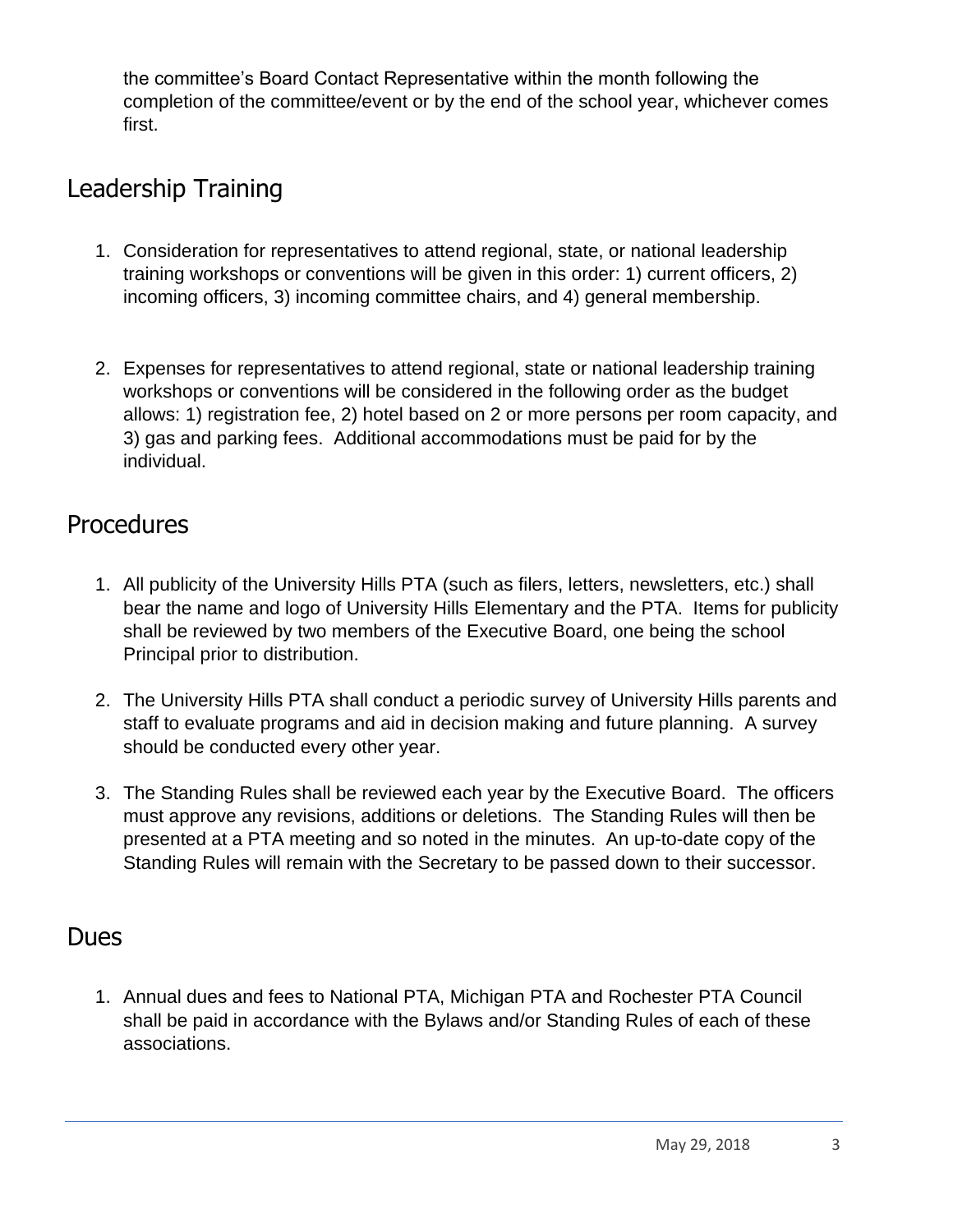the committee's Board Contact Representative within the month following the completion of the committee/event or by the end of the school year, whichever comes first.

## Leadership Training

1. Consideration for representatives to attend regional, state, or national leadership training workshops or conventions will be given in this order: 1) current officers, 2) incoming officers, 3) incoming committee chairs, and 4) general membership.

2. Expenses for representatives to attend regional, state or national leadership training workshops or conventions will be considered in the following order as the budget allows: 1) registration fee, 2) hotel based on 2 or more persons per room capacity, and 3) gas and parking fees. Additional accommodations must be paid for by the individual.

## Procedures

1. All publicity of the University Hills PTA (such as filers, letters, newsletters, etc.) shall bear the name and logo of University Hills Elementary and the PTA. Items for publicity shall be reviewed by two members of the Executive Board, one being the school Principal prior to distribution.

2. The University Hills PTA shall conduct a periodic survey of University Hills parents and staff to evaluate programs and aid in decision making and future planning. A survey should be conducted every other year.

3. The Standing Rules shall be reviewed each year by the Executive Board. The officers must approve any revisions, additions or deletions. The Standing Rules will then be presented at a PTA meeting and so noted in the minutes. An up-to-date copy of the Standing Rules will remain with the Secretary to be passed down to their successor.

## Dues

1. Annual dues and fees to National PTA, Michigan PTA and Rochester PTA Council shall be paid in accordance with the Bylaws and/or Standing Rules of each of these associations.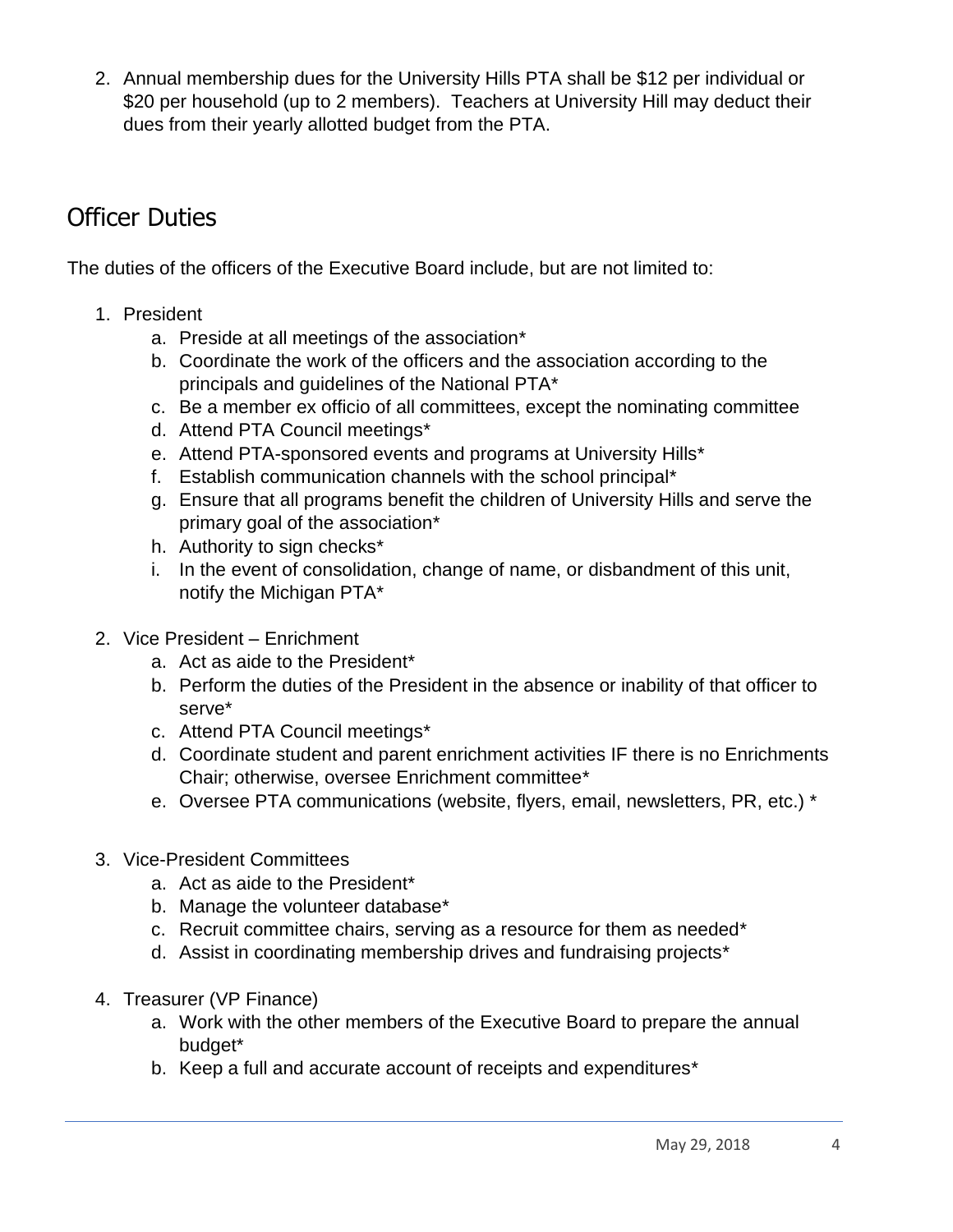2. Annual membership dues for the University Hills PTA shall be $12 per individual or $20 per household (up to 2 members). Teachers at University Hill may deduct their dues from their yearly allotted budget from the PTA.

## Officer Duties

The duties of the officers of the Executive Board include, but are not limited to:

1. President
   a. Preside at all meetings of the association*
   b. Coordinate the work of the officers and the association according to the principals and guidelines of the National PTA*
   c. Be a member ex officio of all committees, except the nominating committee
   d. Attend PTA Council meetings*
   e. Attend PTA-sponsored events and programs at University Hills*
   f. Establish communication channels with the school principal*
   g. Ensure that all programs benefit the children of University Hills and serve the primary goal of the association*
   h. Authority to sign checks*
   i. In the event of consolidation, change of name, or disbandment of this unit, notify the Michigan PTA*

2. Vice President – Enrichment
   a. Act as aide to the President*
   b. Perform the duties of the President in the absence or inability of that officer to serve*
   c. Attend PTA Council meetings*
   d. Coordinate student and parent enrichment activities IF there is no Enrichments Chair; otherwise, oversee Enrichment committee*
   e. Oversee PTA communications (website, flyers, email, newsletters, PR, etc.) *

3. Vice-President Committees
   a. Act as aide to the President*
   b. Manage the volunteer database*
   c. Recruit committee chairs, serving as a resource for them as needed*
   d. Assist in coordinating membership drives and fundraising projects*

4. Treasurer (VP Finance)
   a. Work with the other members of the Executive Board to prepare the annual budget*
   b. Keep a full and accurate account of receipts and expenditures*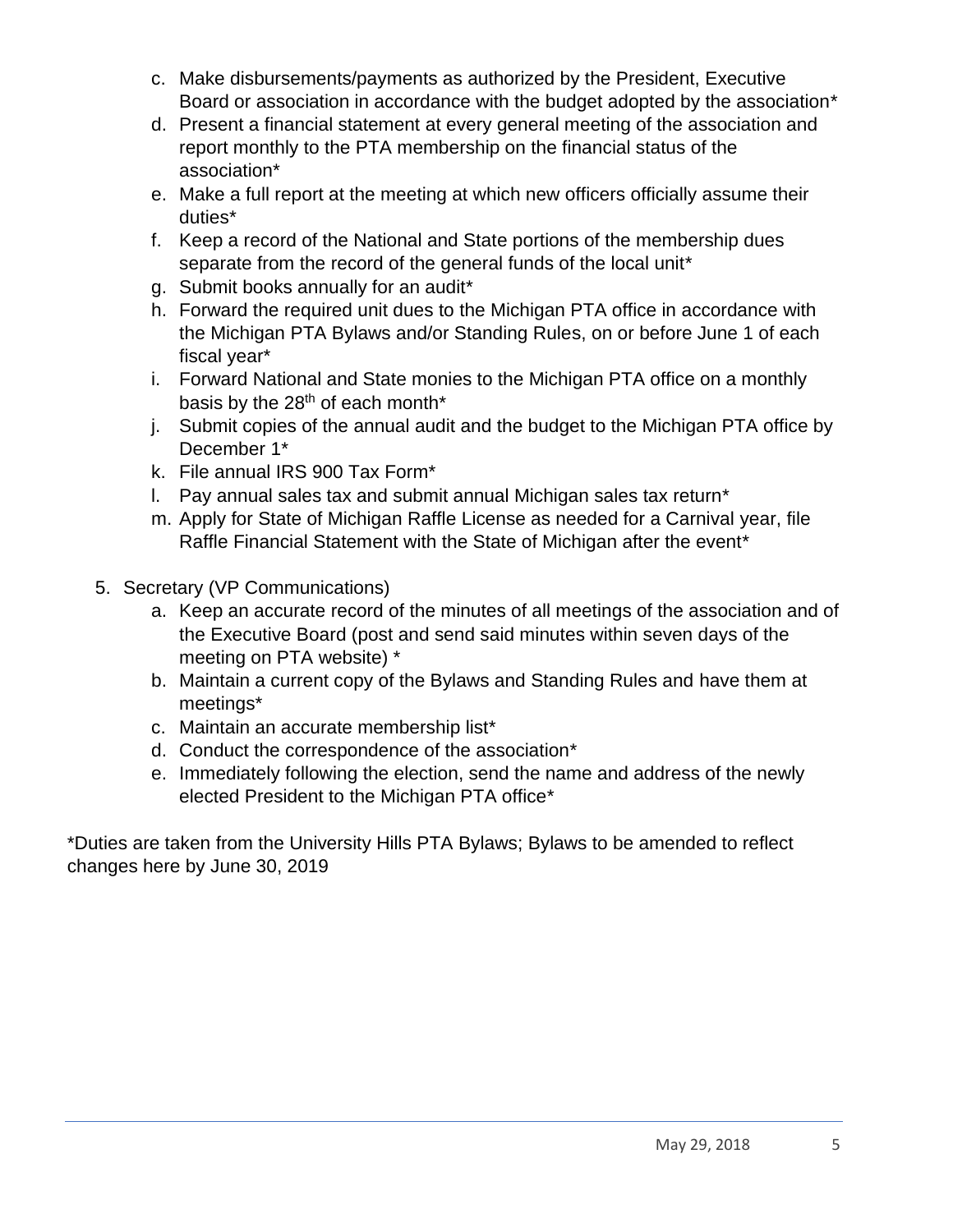c. Make disbursements/payments as authorized by the President, Executive Board or association in accordance with the budget adopted by the association*
d. Present a financial statement at every general meeting of the association and report monthly to the PTA membership on the financial status of the association*
e. Make a full report at the meeting at which new officers officially assume their duties*
f. Keep a record of the National and State portions of the membership dues separate from the record of the general funds of the local unit*
g. Submit books annually for an audit*
h. Forward the required unit dues to the Michigan PTA office in accordance with the Michigan PTA Bylaws and/or Standing Rules, on or before June 1 of each fiscal year*
i. Forward National and State monies to the Michigan PTA office on a monthly basis by the 28th of each month*
j. Submit copies of the annual audit and the budget to the Michigan PTA office by December 1*
k. File annual IRS 900 Tax Form*
l. Pay annual sales tax and submit annual Michigan sales tax return*
m. Apply for State of Michigan Raffle License as needed for a Carnival year, file Raffle Financial Statement with the State of Michigan after the event*

5. Secretary (VP Communications)
    a. Keep an accurate record of the minutes of all meetings of the association and of the Executive Board (post and send said minutes within seven days of the meeting on PTA website) *
    b. Maintain a current copy of the Bylaws and Standing Rules and have them at meetings*
    c. Maintain an accurate membership list*
    d. Conduct the correspondence of the association*
    e. Immediately following the election, send the name and address of the newly elected President to the Michigan PTA office*

*Duties are taken from the University Hills PTA Bylaws; Bylaws to be amended to reflect changes here by June 30, 2019